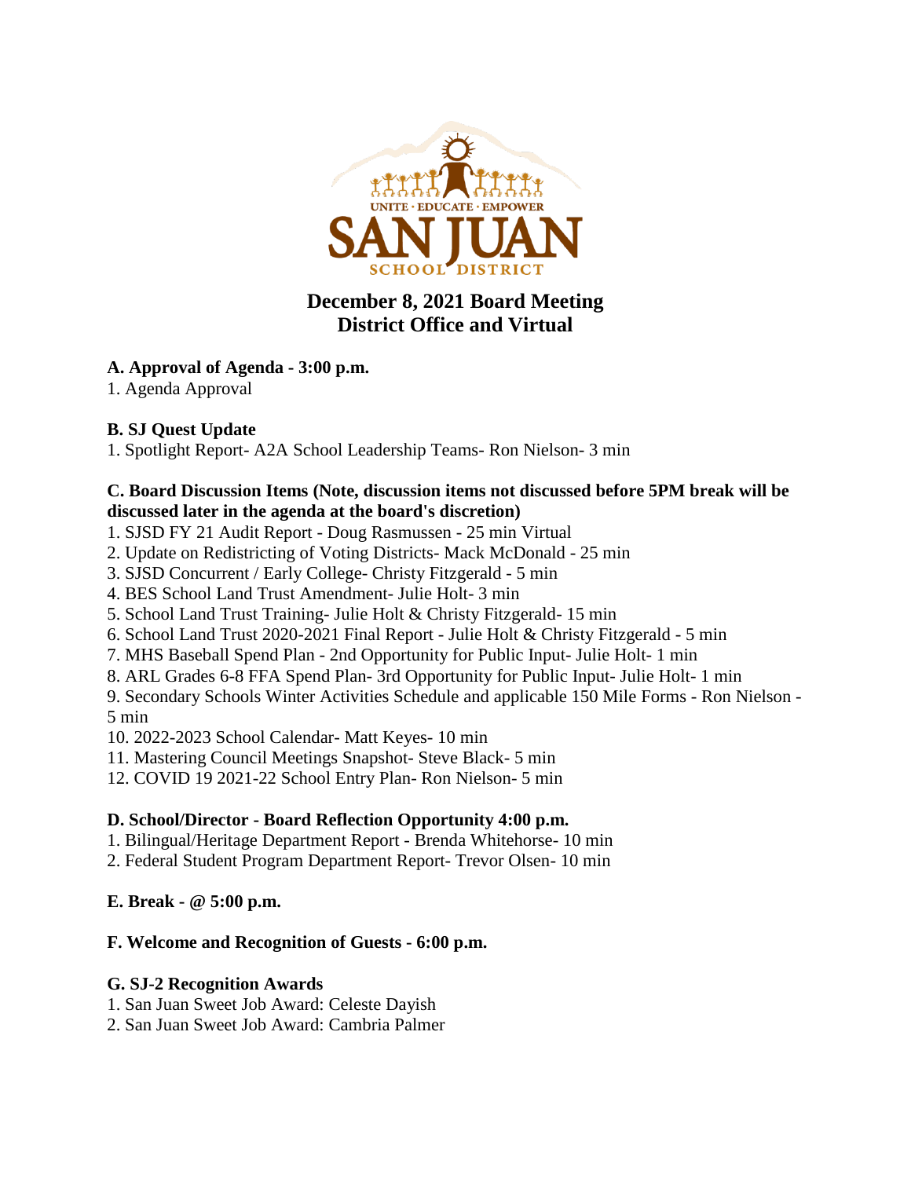UNITE · EDUCATE · EMPOWER

SAN JUAN

SCHOOL DISTRICT

# December 8, 2021 Board Meeting
# District Office and Virtual

**A. Approval of Agenda - 3:00 p.m.**

1. Agenda Approval

**B. SJ Quest Update**

1. Spotlight Report- A2A School Leadership Teams- Ron Nielson- 3 min

**C. Board Discussion Items (Note, discussion items not discussed before 5PM break will be discussed later in the agenda at the board's discretion)**

1. SJSD FY 21 Audit Report - Doug Rasmussen - 25 min Virtual
2. Update on Redistricting of Voting Districts- Mack McDonald - 25 min
3. SJSD Concurrent / Early College- Christy Fitzgerald - 5 min
4. BES School Land Trust Amendment- Julie Holt- 3 min
5. School Land Trust Training- Julie Holt & Christy Fitzgerald- 15 min
6. School Land Trust 2020-2021 Final Report - Julie Holt & Christy Fitzgerald - 5 min
7. MHS Baseball Spend Plan - 2nd Opportunity for Public Input- Julie Holt- 1 min
8. ARL Grades 6-8 FFA Spend Plan- 3rd Opportunity for Public Input- Julie Holt- 1 min
9. Secondary Schools Winter Activities Schedule and applicable 150 Mile Forms - Ron Nielson - 5 min
10. 2022-2023 School Calendar- Matt Keyes- 10 min
11. Mastering Council Meetings Snapshot- Steve Black- 5 min
12. COVID 19 2021-22 School Entry Plan- Ron Nielson- 5 min

**D. School/Director - Board Reflection Opportunity 4:00 p.m.**

1. Bilingual/Heritage Department Report - Brenda Whitehorse- 10 min
2. Federal Student Program Department Report- Trevor Olsen- 10 min

**E. Break - @ 5:00 p.m.**

**F. Welcome and Recognition of Guests - 6:00 p.m.**

**G. SJ-2 Recognition Awards**

1. San Juan Sweet Job Award: Celeste Dayish
2. San Juan Sweet Job Award: Cambria Palmer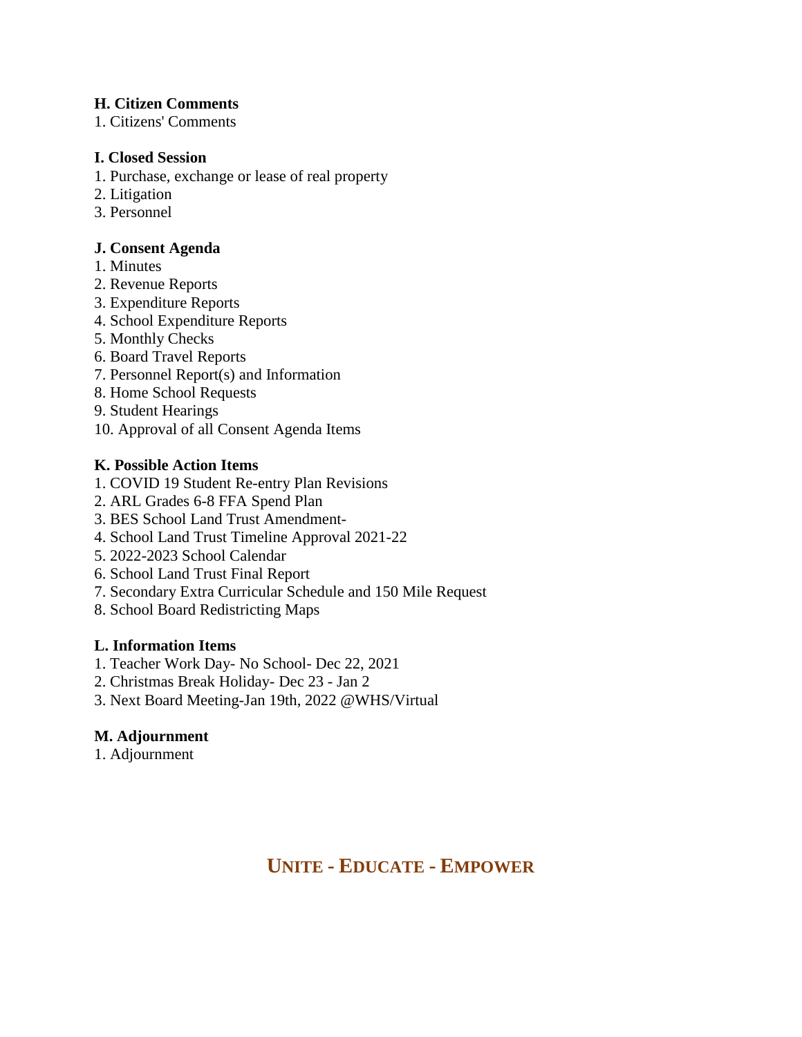**H. Citizen Comments**

1. Citizens' Comments

**I. Closed Session**

1. Purchase, exchange or lease of real property
2. Litigation
3. Personnel

**J. Consent Agenda**

1. Minutes
2. Revenue Reports
3. Expenditure Reports
4. School Expenditure Reports
5. Monthly Checks
6. Board Travel Reports
7. Personnel Report(s) and Information
8. Home School Requests
9. Student Hearings
10. Approval of all Consent Agenda Items

**K. Possible Action Items**

1. COVID 19 Student Re-entry Plan Revisions
2. ARL Grades 6-8 FFA Spend Plan
3. BES School Land Trust Amendment-
4. School Land Trust Timeline Approval 2021-22
5. 2022-2023 School Calendar
6. School Land Trust Final Report
7. Secondary Extra Curricular Schedule and 150 Mile Request
8. School Board Redistricting Maps

**L. Information Items**

1. Teacher Work Day- No School- Dec 22, 2021
2. Christmas Break Holiday- Dec 23 - Jan 2
3. Next Board Meeting-Jan 19th, 2022 @WHS/Virtual

**M. Adjournment**

1. Adjournment

**UNITE - EDUCATE - EMPOWER**